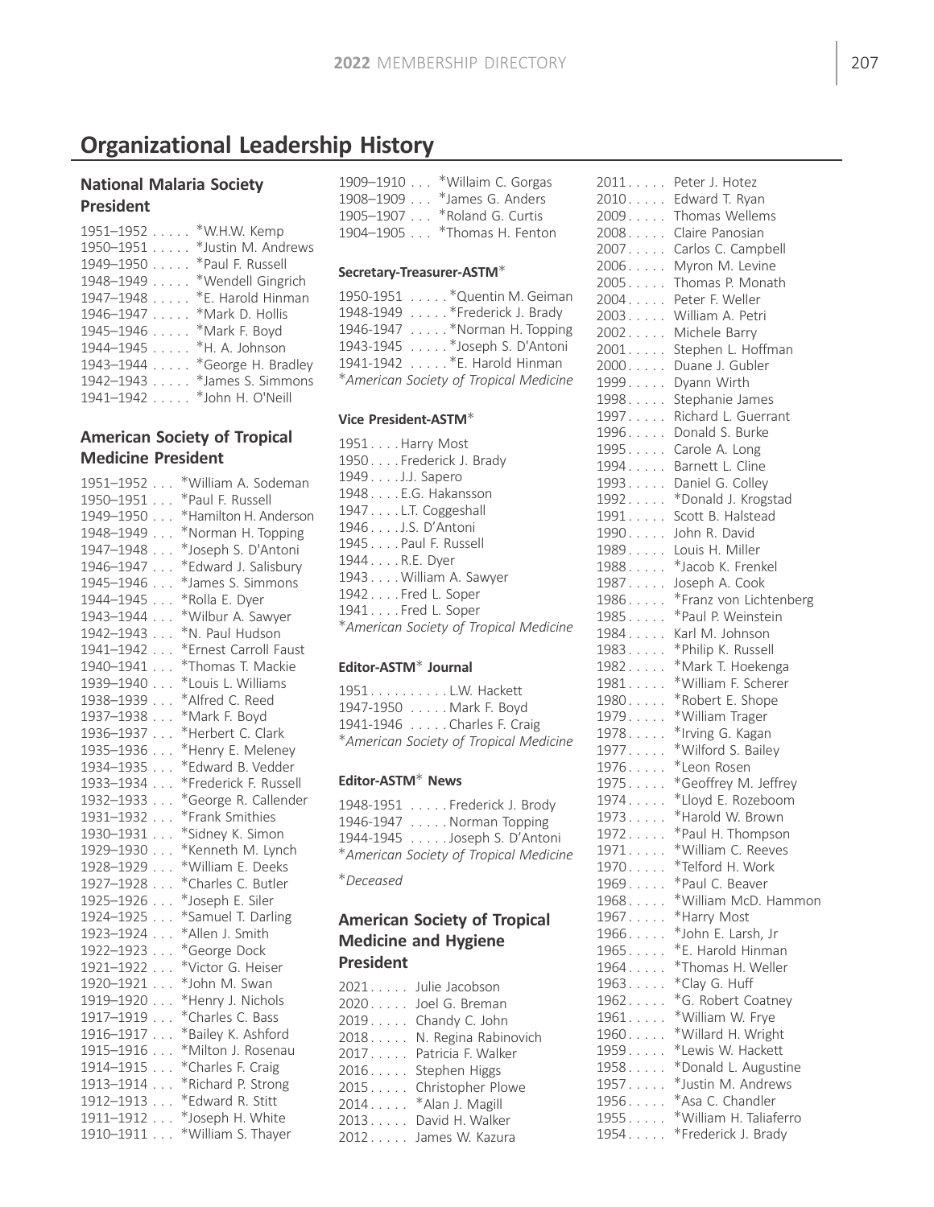# Organizational Leadership History

### National Malaria Society President

1951–1952 . . . . . *W.H.W. Kemp
1950–1951 . . . . . *Justin M. Andrews
1949–1950 . . . . . *Paul F. Russell
1948–1949 . . . . . *Wendell Gingrich
1947–1948 . . . . . *E. Harold Hinman
1946–1947 . . . . . *Mark D. Hollis
1945–1946 . . . . . *Mark F. Boyd
1944–1945 . . . . . *H. A. Johnson
1943–1944 . . . . . *George H. Bradley
1942–1943 . . . . . *James S. Simmons
1941–1942 . . . . . *John H. O'Neill

### American Society of Tropical Medicine President

1951–1952 . . . *William A. Sodeman
1950–1951 . . . *Paul F. Russell
1949–1950 . . . *Hamilton H. Anderson
1948–1949 . . . *Norman H. Topping
1947–1948 . . . *Joseph S. D'Antoni
1946–1947 . . . *Edward J. Salisbury
1945–1946 . . . *James S. Simmons
1944–1945 . . . *Rolla E. Dyer
1943–1944 . . . *Wilbur A. Sawyer
1942–1943 . . . *N. Paul Hudson
1941–1942 . . . *Ernest Carroll Faust
1940–1941 . . . *Thomas T. Mackie
1939–1940 . . . *Louis L. Williams
1938–1939 . . . *Alfred C. Reed
1937–1938 . . . *Mark F. Boyd
1936–1937 . . . *Herbert C. Clark
1935–1936 . . . *Henry E. Meleney
1934–1935 . . . *Edward B. Vedder
1933–1934 . . . *Frederick F. Russell
1932–1933 . . . *George R. Callender
1931–1932 . . . *Frank Smithies
1930–1931 . . . *Sidney K. Simon
1929–1930 . . . *Kenneth M. Lynch
1928–1929 . . . *William E. Deeks
1927–1928 . . . *Charles C. Butler
1925–1926 . . . *Joseph E. Siler
1924–1925 . . . *Samuel T. Darling
1923–1924 . . . *Allen J. Smith
1922–1923 . . . *George Dock
1921–1922 . . . *Victor G. Heiser
1920–1921 . . . *John M. Swan
1919–1920 . . . *Henry J. Nichols
1917–1919 . . . *Charles C. Bass
1916–1917 . . . *Bailey K. Ashford
1915–1916 . . . *Milton J. Rosenau
1914–1915 . . . *Charles F. Craig
1913–1914 . . . *Richard P. Strong
1912–1913 . . . *Edward R. Stitt
1911–1912 . . . *Joseph H. White
1910–1911 . . . *William S. Thayer
1909–1910 . . . *Willaim C. Gorgas
1908–1909 . . . *James G. Anders
1905–1907 . . . *Roland G. Curtis
1904–1905 . . . *Thomas H. Fenton

#### Secretary-Treasurer-ASTM*

1950-1951 . . . . . *Quentin M. Geiman
1948-1949 . . . . . *Frederick J. Brady
1946-1947 . . . . . *Norman H. Topping
1943-1945 . . . . . *Joseph S. D'Antoni
1941-1942 . . . . . *E. Harold Hinman
**American Society of Tropical Medicine*

#### Vice President-ASTM*

1951 . . . . Harry Most
1950 . . . . Frederick J. Brady
1949 . . . . J.J. Sapero
1948 . . . . E.G. Hakansson
1947 . . . . L.T. Coggeshall
1946 . . . . J.S. D'Antoni
1945 . . . . Paul F. Russell
1944 . . . . R.E. Dyer
1943 . . . . William A. Sawyer
1942 . . . . Fred L. Soper
1941 . . . . Fred L. Soper
**American Society of Tropical Medicine*

#### Editor-ASTM* Journal

1951 . . . . . . . . . . L.W. Hackett
1947-1950 . . . . . Mark F. Boyd
1941-1946 . . . . . Charles F. Craig
**American Society of Tropical Medicine*

#### Editor-ASTM* News

1948-1951 . . . . . Frederick J. Brody
1946-1947 . . . . . Norman Topping
1944-1945 . . . . . Joseph S. D'Antoni
**American Society of Tropical Medicine*

**Deceased*

### American Society of Tropical Medicine and Hygiene President

2021 . . . . . Julie Jacobson
2020 . . . . . Joel G. Breman
2019 . . . . . Chandy C. John
2018 . . . . . N. Regina Rabinovich
2017 . . . . . Patricia F. Walker
2016 . . . . . Stephen Higgs
2015 . . . . . Christopher Plowe
2014 . . . . . *Alan J. Magill
2013 . . . . . David H. Walker
2012 . . . . . James W. Kazura
2011 . . . . . Peter J. Hotez
2010 . . . . . Edward T. Ryan
2009 . . . . . Thomas Wellems
2008 . . . . . Claire Panosian
2007 . . . . . Carlos C. Campbell
2006 . . . . . Myron M. Levine
2005 . . . . . Thomas P. Monath
2004 . . . . . Peter F. Weller
2003 . . . . . William A. Petri
2002 . . . . . Michele Barry
2001 . . . . . Stephen L. Hoffman
2000 . . . . . Duane J. Gubler
1999 . . . . . Dyann Wirth
1998 . . . . . Stephanie James
1997 . . . . . Richard L. Guerrant
1996 . . . . . Donald S. Burke
1995 . . . . . Carole A. Long
1994 . . . . . Barnett L. Cline
1993 . . . . . Daniel G. Colley
1992 . . . . . *Donald J. Krogstad
1991 . . . . . Scott B. Halstead
1990 . . . . . John R. David
1989 . . . . . Louis H. Miller
1988 . . . . . *Jacob K. Frenkel
1987 . . . . . Joseph A. Cook
1986 . . . . . *Franz von Lichtenberg
1985 . . . . . *Paul P. Weinstein
1984 . . . . . Karl M. Johnson
1983 . . . . . *Philip K. Russell
1982 . . . . . *Mark T. Hoekenga
1981 . . . . . *William F. Scherer
1980 . . . . . *Robert E. Shope
1979 . . . . . *William Trager
1978 . . . . . *Irving G. Kagan
1977 . . . . . *Wilford S. Bailey
1976 . . . . . *Leon Rosen
1975 . . . . . *Geoffrey M. Jeffrey
1974 . . . . . *Lloyd E. Rozeboom
1973 . . . . . *Harold W. Brown
1972 . . . . . *Paul H. Thompson
1971 . . . . . *William C. Reeves
1970 . . . . . *Telford H. Work
1969 . . . . . *Paul C. Beaver
1968 . . . . . *William McD. Hammon
1967 . . . . . *Harry Most
1966 . . . . . *John E. Larsh, Jr
1965 . . . . . *E. Harold Hinman
1964 . . . . . *Thomas H. Weller
1963 . . . . . *Clay G. Huff
1962 . . . . . *G. Robert Coatney
1961 . . . . . *William W. Frye
1960 . . . . . *Willard H. Wright
1959 . . . . . *Lewis W. Hackett
1958 . . . . . *Donald L. Augustine
1957 . . . . . *Justin M. Andrews
1956 . . . . . *Asa C. Chandler
1955 . . . . . *William H. Taliaferro
1954 . . . . . *Frederick J. Brady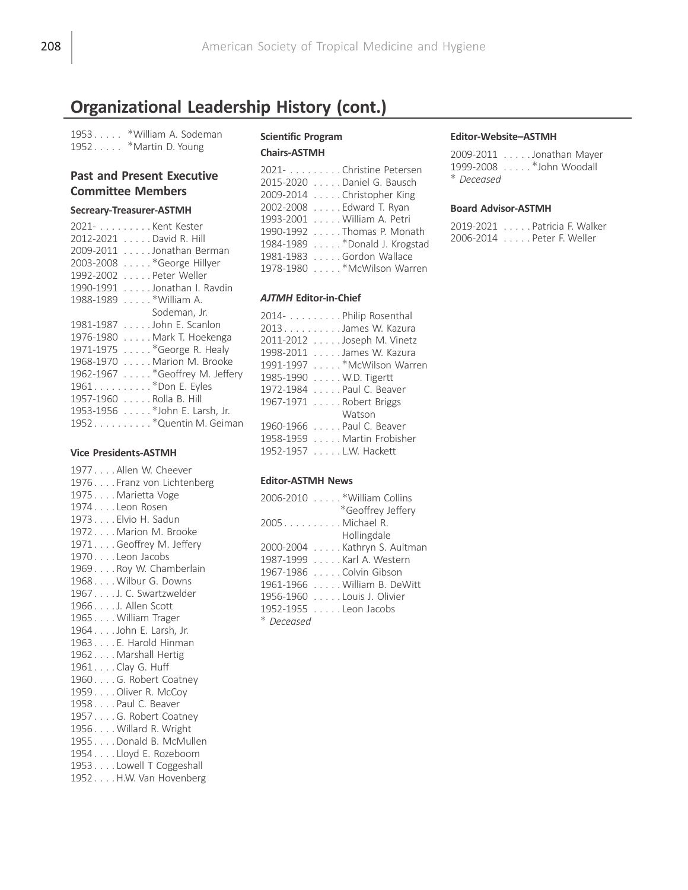## Organizational Leadership History (cont.)

1953 . . . . . *William A. Sodeman
1952 . . . . . *Martin D. Young

### Past and Present Executive Committee Members

#### Secreary-Treasurer-ASTMH

2021- . . . . . . . . . Kent Kester
2012-2021 . . . . . David R. Hill
2009-2011 . . . . . Jonathan Berman
2003-2008 . . . . . *George Hillyer
1992-2002 . . . . . Peter Weller
1990-1991 . . . . . Jonathan I. Ravdin
1988-1989 . . . . . *William A. Sodeman, Jr.
1981-1987 . . . . . John E. Scanlon
1976-1980 . . . . . Mark T. Hoekenga
1971-1975 . . . . . *George R. Healy
1968-1970 . . . . . Marion M. Brooke
1962-1967 . . . . . *Geoffrey M. Jeffery
1961 . . . . . . . . . . *Don E. Eyles
1957-1960 . . . . . Rolla B. Hill
1953-1956 . . . . . *John E. Larsh, Jr.
1952 . . . . . . . . . . *Quentin M. Geiman

#### Vice Presidents-ASTMH

1977 . . . . Allen W. Cheever
1976 . . . . Franz von Lichtenberg
1975 . . . . Marietta Voge
1974 . . . . Leon Rosen
1973 . . . . Elvio H. Sadun
1972 . . . . Marion M. Brooke
1971 . . . . Geoffrey M. Jeffery
1970 . . . . Leon Jacobs
1969 . . . . Roy W. Chamberlain
1968 . . . . Wilbur G. Downs
1967 . . . . J. C. Swartzwelder
1966 . . . . J. Allen Scott
1965 . . . . William Trager
1964 . . . . John E. Larsh, Jr.
1963 . . . . E. Harold Hinman
1962 . . . . Marshall Hertig
1961 . . . . Clay G. Huff
1960 . . . . G. Robert Coatney
1959 . . . . Oliver R. McCoy
1958 . . . . Paul C. Beaver
1957 . . . . G. Robert Coatney
1956 . . . . Willard R. Wright
1955 . . . . Donald B. McMullen
1954 . . . . Lloyd E. Rozeboom
1953 . . . . Lowell T Coggeshall
1952 . . . . H.W. Van Hovenberg

#### Scientific Program Chairs-ASTMH

2021- . . . . . . . . . Christine Petersen
2015-2020 . . . . . Daniel G. Bausch
2009-2014 . . . . . Christopher King
2002-2008 . . . . . Edward T. Ryan
1993-2001 . . . . . William A. Petri
1990-1992 . . . . . Thomas P. Monath
1984-1989 . . . . . *Donald J. Krogstad
1981-1983 . . . . . Gordon Wallace
1978-1980 . . . . . *McWilson Warren

#### *AJTMH* Editor-in-Chief

2014- . . . . . . . . . Philip Rosenthal
2013 . . . . . . . . . . James W. Kazura
2011-2012 . . . . . Joseph M. Vinetz
1998-2011 . . . . . James W. Kazura
1991-1997 . . . . . *McWilson Warren
1985-1990 . . . . . W.D. Tigertt
1972-1984 . . . . . Paul C. Beaver
1967-1971 . . . . . Robert Briggs Watson
1960-1966 . . . . . Paul C. Beaver
1958-1959 . . . . . Martin Frobisher
1952-1957 . . . . . L.W. Hackett

#### Editor-ASTMH News

2006-2010 . . . . . *William Collins
*Geoffrey Jeffery
2005 . . . . . . . . . . Michael R. Hollingdale
2000-2004 . . . . . Kathryn S. Aultman
1987-1999 . . . . . Karl A. Western
1967-1986 . . . . . Colvin Gibson
1961-1966 . . . . . William B. DeWitt
1956-1960 . . . . . Louis J. Olivier
1952-1955 . . . . . Leon Jacobs

\* *Deceased*

#### Editor-Website–ASTMH

2009-2011 . . . . . Jonathan Mayer
1999-2008 . . . . . *John Woodall

\* *Deceased*

#### Board Advisor-ASTMH

2019-2021 . . . . . Patricia F. Walker
2006-2014 . . . . . Peter F. Weller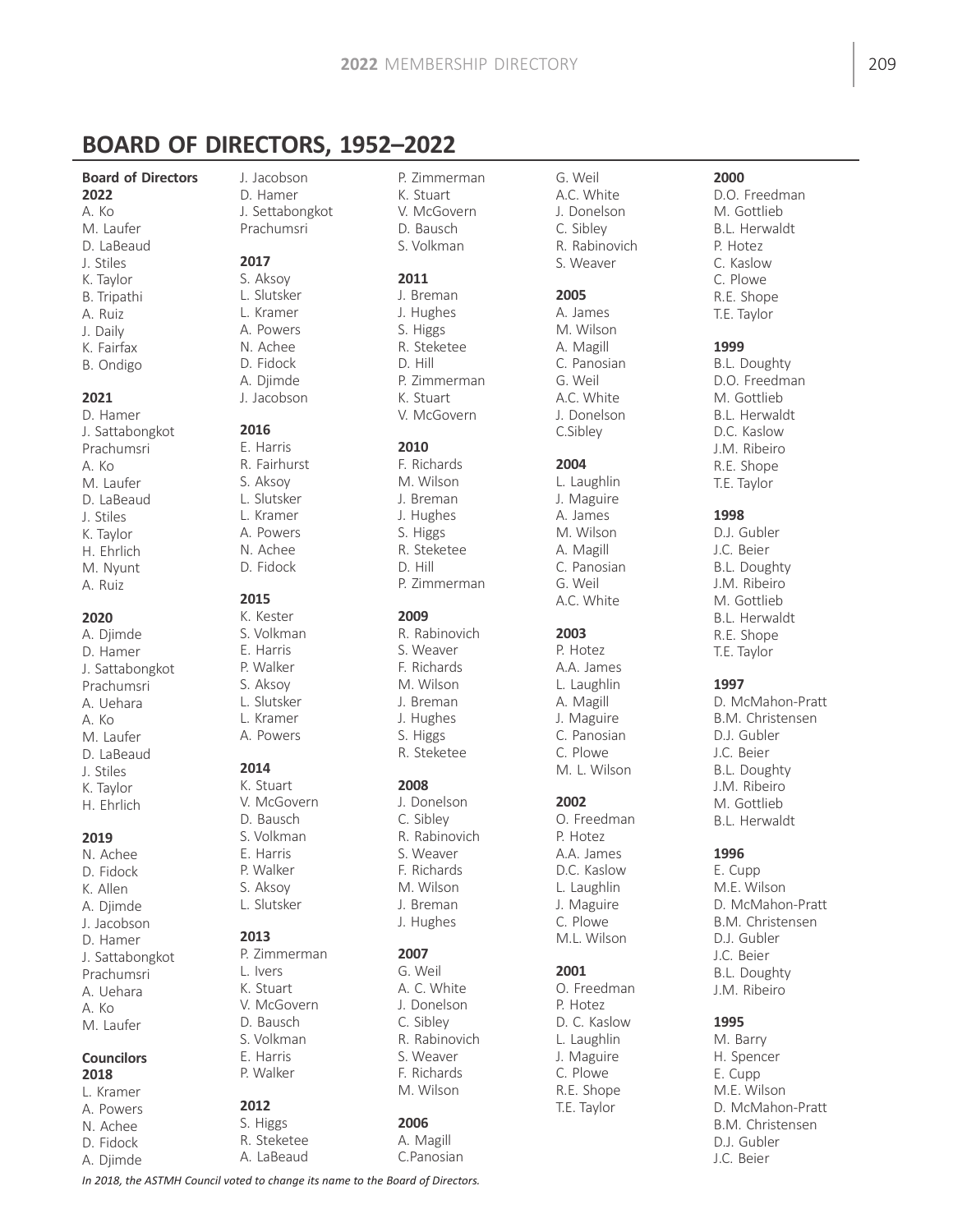# BOARD OF DIRECTORS, 1952–2022

**Board of Directors**

**2022**
A. Ko
M. Laufer
D. LaBeaud
J. Stiles
K. Taylor
B. Tripathi
A. Ruiz
J. Daily
K. Fairfax
B. Ondigo

**2021**
D. Hamer
J. Sattabongkot Prachumsri
A. Ko
M. Laufer
D. LaBeaud
J. Stiles
K. Taylor
H. Ehrlich
M. Nyunt
A. Ruiz

**2020**
A. Djimde
D. Hamer
J. Sattabongkot Prachumsri
A. Uehara
A. Ko
M. Laufer
D. LaBeaud
J. Stiles
K. Taylor
H. Ehrlich

**2019**
N. Achee
D. Fidock
K. Allen
A. Djimde
J. Jacobson
D. Hamer
J. Sattabongkot Prachumsri
A. Uehara
A. Ko
M. Laufer

**Councilors**

**2018**
L. Kramer
A. Powers
N. Achee
D. Fidock
A. Djimde
J. Jacobson
D. Hamer
J. Settabongkot Prachumsri

**2017**
S. Aksoy
L. Slutsker
L. Kramer
A. Powers
N. Achee
D. Fidock
A. Djimde
J. Jacobson

**2016**
E. Harris
R. Fairhurst
S. Aksoy
L. Slutsker
L. Kramer
A. Powers
N. Achee
D. Fidock

**2015**
K. Kester
S. Volkman
E. Harris
P. Walker
S. Aksoy
L. Slutsker
L. Kramer
A. Powers

**2014**
K. Stuart
V. McGovern
D. Bausch
S. Volkman
E. Harris
P. Walker
S. Aksoy
L. Slutsker

**2013**
P. Zimmerman
L. Ivers
K. Stuart
V. McGovern
D. Bausch
S. Volkman
E. Harris
P. Walker

**2012**
S. Higgs
R. Steketee
A. LaBeaud
P. Zimmerman
K. Stuart
V. McGovern
D. Bausch
S. Volkman

**2011**
J. Breman
J. Hughes
S. Higgs
R. Steketee
D. Hill
P. Zimmerman
K. Stuart
V. McGovern

**2010**
F. Richards
M. Wilson
J. Breman
J. Hughes
S. Higgs
R. Steketee
D. Hill
P. Zimmerman

**2009**
R. Rabinovich
S. Weaver
F. Richards
M. Wilson
J. Breman
J. Hughes
S. Higgs
R. Steketee

**2008**
J. Donelson
C. Sibley
R. Rabinovich
S. Weaver
F. Richards
M. Wilson
J. Breman
J. Hughes

**2007**
G. Weil
A. C. White
J. Donelson
C. Sibley
R. Rabinovich
S. Weaver
F. Richards
M. Wilson

**2006**
A. Magill
C.Panosian
G. Weil
A.C. White
J. Donelson
C. Sibley
R. Rabinovich
S. Weaver

**2005**
A. James
M. Wilson
A. Magill
C. Panosian
G. Weil
A.C. White
J. Donelson
C.Sibley

**2004**
L. Laughlin
J. Maguire
A. James
M. Wilson
A. Magill
C. Panosian
G. Weil
A.C. White

**2003**
P. Hotez
A.A. James
L. Laughlin
A. Magill
J. Maguire
C. Panosian
C. Plowe
M. L. Wilson

**2002**
O. Freedman
P. Hotez
A.A. James
D.C. Kaslow
L. Laughlin
J. Maguire
C. Plowe
M.L. Wilson

**2001**
O. Freedman
P. Hotez
D. C. Kaslow
L. Laughlin
J. Maguire
C. Plowe
R.E. Shope
T.E. Taylor

**2000**
D.O. Freedman
M. Gottlieb
B.L. Herwaldt
P. Hotez
C. Kaslow
C. Plowe
R.E. Shope
T.E. Taylor

**1999**
B.L. Doughty
D.O. Freedman
M. Gottlieb
B.L. Herwaldt
D.C. Kaslow
J.M. Ribeiro
R.E. Shope
T.E. Taylor

**1998**
D.J. Gubler
J.C. Beier
B.L. Doughty
J.M. Ribeiro
M. Gottlieb
B.L. Herwaldt
R.E. Shope
T.E. Taylor

**1997**
D. McMahon-Pratt
B.M. Christensen
D.J. Gubler
J.C. Beier
B.L. Doughty
J.M. Ribeiro
M. Gottlieb
B.L. Herwaldt

**1996**
E. Cupp
M.E. Wilson
D. McMahon-Pratt
B.M. Christensen
D.J. Gubler
J.C. Beier
B.L. Doughty
J.M. Ribeiro

**1995**
M. Barry
H. Spencer
E. Cupp
M.E. Wilson
D. McMahon-Pratt
B.M. Christensen
D.J. Gubler
J.C. Beier

*In 2018, the ASTMH Council voted to change its name to the Board of Directors.*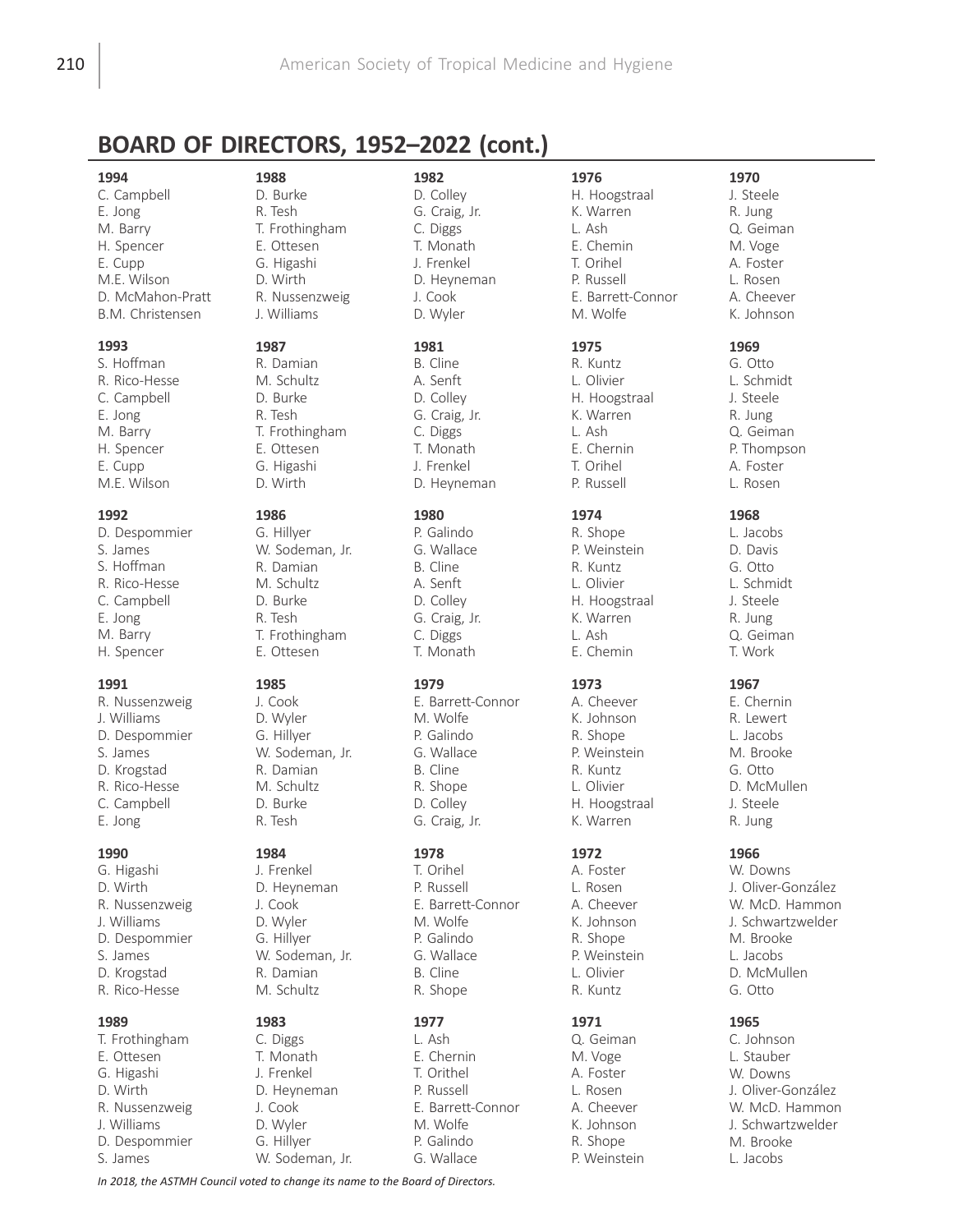## BOARD OF DIRECTORS, 1952–2022 (cont.)

**1994**
C. Campbell
E. Jong
M. Barry
H. Spencer
E. Cupp
M.E. Wilson
D. McMahon-Pratt
B.M. Christensen

**1993**
S. Hoffman
R. Rico-Hesse
C. Campbell
E. Jong
M. Barry
H. Spencer
E. Cupp
M.E. Wilson

**1992**
D. Despommier
S. James
S. Hoffman
R. Rico-Hesse
C. Campbell
E. Jong
M. Barry
H. Spencer

**1991**
R. Nussenzweig
J. Williams
D. Despommier
S. James
D. Krogstad
R. Rico-Hesse
C. Campbell
E. Jong

**1990**
G. Higashi
D. Wirth
R. Nussenzweig
J. Williams
D. Despommier
S. James
D. Krogstad
R. Rico-Hesse

**1989**
T. Frothingham
E. Ottesen
G. Higashi
D. Wirth
R. Nussenzweig
J. Williams
D. Despommier
S. James

**1988**
D. Burke
R. Tesh
T. Frothingham
E. Ottesen
G. Higashi
D. Wirth
R. Nussenzweig
J. Williams

**1987**
R. Damian
M. Schultz
D. Burke
R. Tesh
T. Frothingham
E. Ottesen
G. Higashi
D. Wirth

**1986**
G. Hillyer
W. Sodeman, Jr.
R. Damian
M. Schultz
D. Burke
R. Tesh
T. Frothingham
E. Ottesen

**1985**
J. Cook
D. Wyler
G. Hillyer
W. Sodeman, Jr.
R. Damian
M. Schultz
D. Burke
R. Tesh

**1984**
J. Frenkel
D. Heyneman
J. Cook
D. Wyler
G. Hillyer
W. Sodeman, Jr.
R. Damian
M. Schultz

**1983**
C. Diggs
T. Monath
J. Frenkel
D. Heyneman
J. Cook
D. Wyler
G. Hillyer
W. Sodeman, Jr.

**1982**
D. Colley
G. Craig, Jr.
C. Diggs
T. Monath
J. Frenkel
D. Heyneman
J. Cook
D. Wyler

**1981**
B. Cline
A. Senft
D. Colley
G. Craig, Jr.
C. Diggs
T. Monath
J. Frenkel
D. Heyneman

**1980**
P. Galindo
G. Wallace
B. Cline
A. Senft
D. Colley
G. Craig, Jr.
C. Diggs
T. Monath

**1979**
E. Barrett-Connor
M. Wolfe
P. Galindo
G. Wallace
B. Cline
R. Shope
D. Colley
G. Craig, Jr.

**1978**
T. Orihel
P. Russell
E. Barrett-Connor
M. Wolfe
P. Galindo
G. Wallace
B. Cline
R. Shope

**1977**
L. Ash
E. Chernin
T. Orithel
P. Russell
E. Barrett-Connor
M. Wolfe
P. Galindo
G. Wallace

**1976**
H. Hoogstraal
K. Warren
L. Ash
E. Chemin
T. Orihel
P. Russell
E. Barrett-Connor
M. Wolfe

**1975**
R. Kuntz
L. Olivier
H. Hoogstraal
K. Warren
L. Ash
E. Chernin
T. Orihel
P. Russell

**1974**
R. Shope
P. Weinstein
R. Kuntz
L. Olivier
H. Hoogstraal
K. Warren
L. Ash
E. Chemin

**1973**
A. Cheever
K. Johnson
R. Shope
P. Weinstein
R. Kuntz
L. Olivier
H. Hoogstraal
K. Warren

**1972**
A. Foster
L. Rosen
A. Cheever
K. Johnson
R. Shope
P. Weinstein
L. Olivier
R. Kuntz

**1971**
Q. Geiman
M. Voge
A. Foster
L. Rosen
A. Cheever
K. Johnson
R. Shope
P. Weinstein

**1970**
J. Steele
R. Jung
Q. Geiman
M. Voge
A. Foster
L. Rosen
A. Cheever
K. Johnson

**1969**
G. Otto
L. Schmidt
J. Steele
R. Jung
Q. Geiman
P. Thompson
A. Foster
L. Rosen

**1968**
L. Jacobs
D. Davis
G. Otto
L. Schmidt
J. Steele
R. Jung
Q. Geiman
T. Work

**1967**
E. Chernin
R. Lewert
L. Jacobs
M. Brooke
G. Otto
D. McMullen
J. Steele
R. Jung

**1966**
W. Downs
J. Oliver-González
W. McD. Hammon
J. Schwartzwelder
M. Brooke
L. Jacobs
D. McMullen
G. Otto

**1965**
C. Johnson
L. Stauber
W. Downs
J. Oliver-González
W. McD. Hammon
J. Schwartzwelder
M. Brooke
L. Jacobs

*In 2018, the ASTMH Council voted to change its name to the Board of Directors.*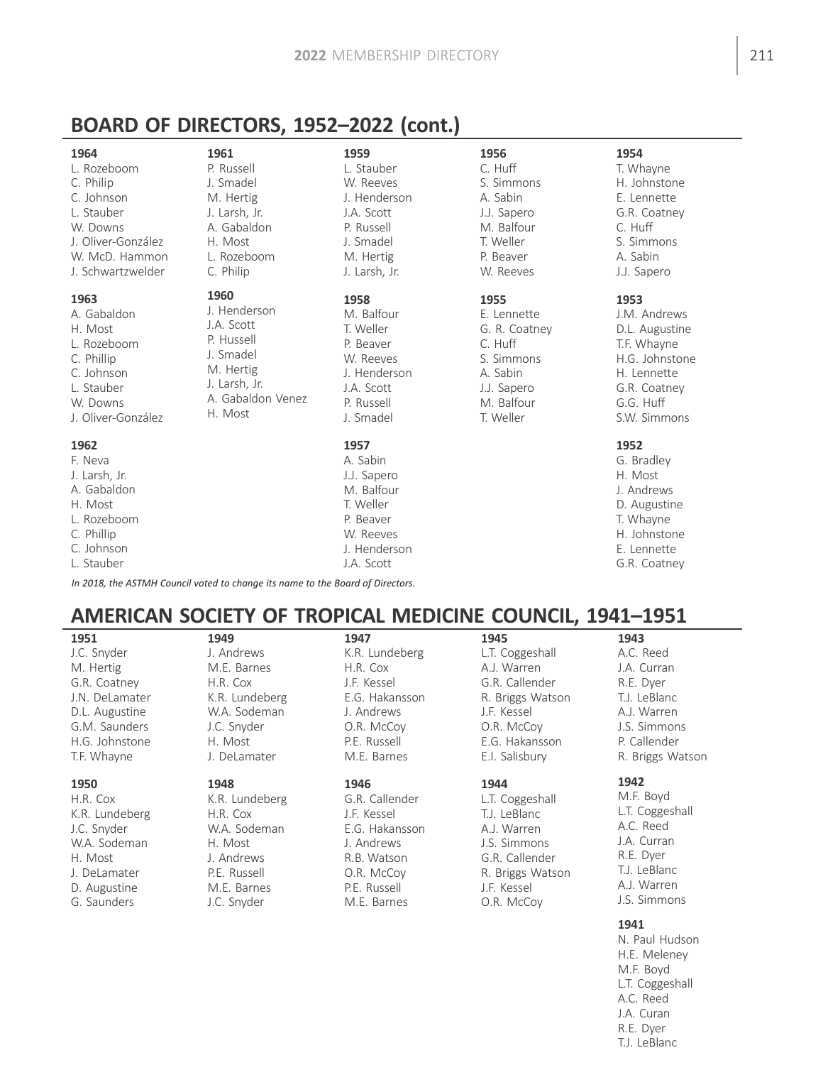## BOARD OF DIRECTORS, 1952–2022 (cont.)

**1964**
L. Rozeboom
C. Philip
C. Johnson
L. Stauber
W. Downs
J. Oliver-González
W. McD. Hammon
J. Schwartzwelder

**1963**
A. Gabaldon
H. Most
L. Rozeboom
C. Phillip
C. Johnson
L. Stauber
W. Downs
J. Oliver-González

**1962**
F. Neva
J. Larsh, Jr.
A. Gabaldon
H. Most
L. Rozeboom
C. Phillip
C. Johnson
L. Stauber

**1961**
P. Russell
J. Smadel
M. Hertig
J. Larsh, Jr.
A. Gabaldon
H. Most
L. Rozeboom
C. Philip

**1960**
J. Henderson
J.A. Scott
P. Hussell
J. Smadel
M. Hertig
J. Larsh, Jr.
A. Gabaldon Venez
H. Most

**1959**
L. Stauber
W. Reeves
J. Henderson
J.A. Scott
P. Russell
J. Smadel
M. Hertig
J. Larsh, Jr.

**1958**
M. Balfour
T. Weller
P. Beaver
W. Reeves
J. Henderson
J.A. Scott
P. Russell
J. Smadel

**1957**
A. Sabin
J.J. Sapero
M. Balfour
T. Weller
P. Beaver
W. Reeves
J. Henderson
J.A. Scott

**1956**
C. Huff
S. Simmons
A. Sabin
J.J. Sapero
M. Balfour
T. Weller
P. Beaver
W. Reeves

**1955**
E. Lennette
G. R. Coatney
C. Huff
S. Simmons
A. Sabin
J.J. Sapero
M. Balfour
T. Weller

**1954**
T. Whayne
H. Johnstone
E. Lennette
G.R. Coatney
C. Huff
S. Simmons
A. Sabin
J.J. Sapero

**1953**
J.M. Andrews
D.L. Augustine
T.F. Whayne
H.G. Johnstone
H. Lennette
G.R. Coatney
G.G. Huff
S.W. Simmons

**1952**
G. Bradley
H. Most
J. Andrews
D. Augustine
T. Whayne
H. Johnstone
E. Lennette
G.R. Coatney

*In 2018, the ASTMH Council voted to change its name to the Board of Directors.*

## AMERICAN SOCIETY OF TROPICAL MEDICINE COUNCIL, 1941–1951

**1951**
J.C. Snyder
M. Hertig
G.R. Coatney
J.N. DeLamater
D.L. Augustine
G.M. Saunders
H.G. Johnstone
T.F. Whayne

**1950**
H.R. Cox
K.R. Lundeberg
J.C. Snyder
W.A. Sodeman
H. Most
J. DeLamater
D. Augustine
G. Saunders

**1949**
J. Andrews
M.E. Barnes
H.R. Cox
K.R. Lundeberg
W.A. Sodeman
J.C. Snyder
H. Most
J. DeLamater

**1948**
K.R. Lundeberg
H.R. Cox
W.A. Sodeman
H. Most
J. Andrews
P.E. Russell
M.E. Barnes
J.C. Snyder

**1947**
K.R. Lundeberg
H.R. Cox
J.F. Kessel
E.G. Hakansson
J. Andrews
O.R. McCoy
P.E. Russell
M.E. Barnes

**1946**
G.R. Callender
J.F. Kessel
E.G. Hakansson
J. Andrews
R.B. Watson
O.R. McCoy
P.E. Russell
M.E. Barnes

**1945**
L.T. Coggeshall
A.J. Warren
G.R. Callender
R. Briggs Watson
J.F. Kessel
O.R. McCoy
E.G. Hakansson
E.I. Salisbury

**1944**
L.T. Coggeshall
T.J. LeBlanc
A.J. Warren
J.S. Simmons
G.R. Callender
R. Briggs Watson
J.F. Kessel
O.R. McCoy

**1943**
A.C. Reed
J.A. Curran
R.E. Dyer
T.J. LeBlanc
A.J. Warren
J.S. Simmons
P. Callender
R. Briggs Watson

**1942**
M.F. Boyd
L.T. Coggeshall
A.C. Reed
J.A. Curran
R.E. Dyer
T.J. LeBlanc
A.J. Warren
J.S. Simmons

**1941**
N. Paul Hudson
H.E. Meleney
M.F. Boyd
L.T. Coggeshall
A.C. Reed
J.A. Curan
R.E. Dyer
T.J. LeBlanc